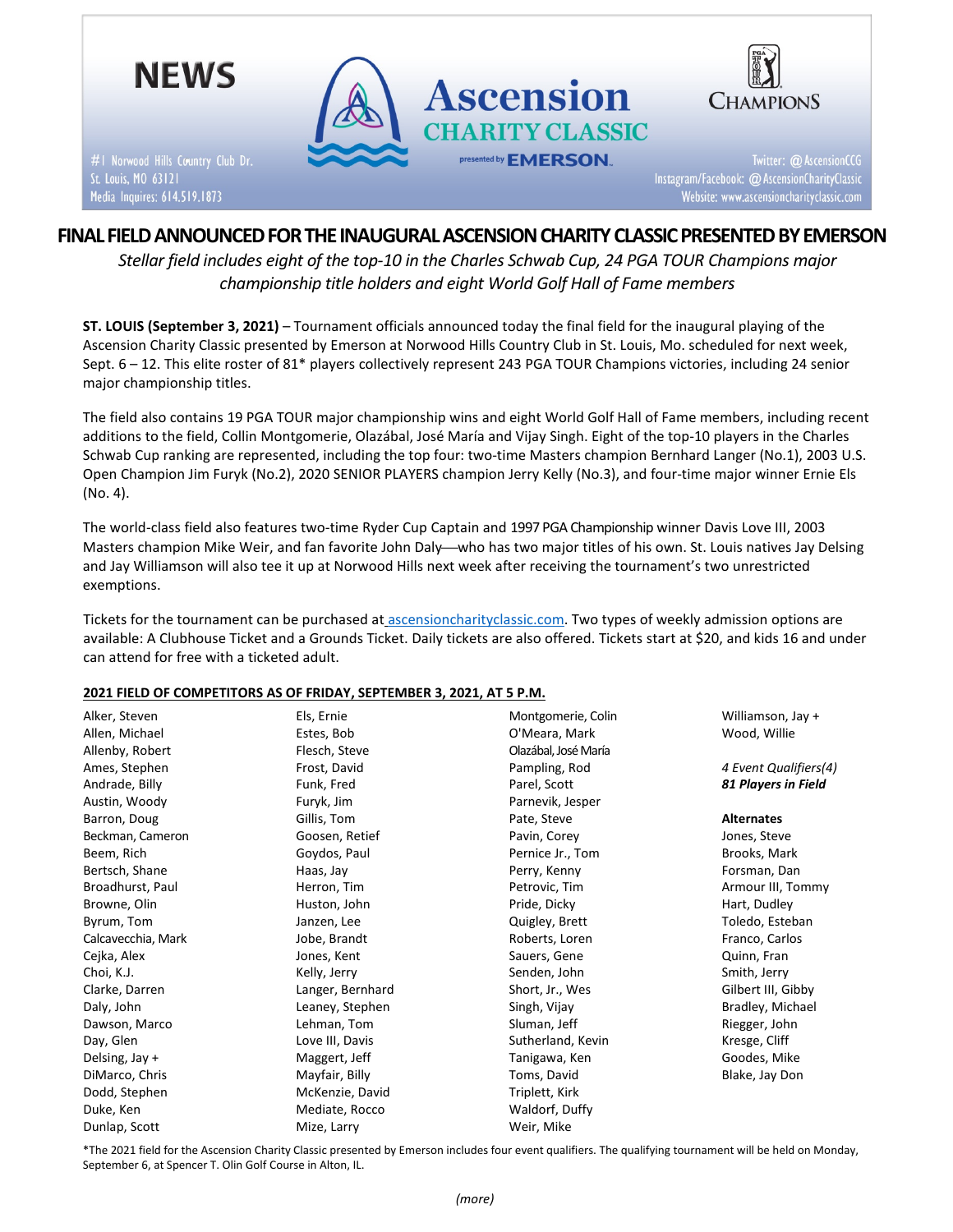NEWS

#1 Norwood Hills Country Club Dr.
St. Louis, MO 63121
Media Inquires: 614.519.1873

Ascension CHARITY CLASSIC presented by EMERSON

CHAMPIONS

Twitter: @AscensionCCG
Instagram/Facebook: @AscensionCharityClassic
Website: www.ascensioncharityclassic.com

# FINAL FIELD ANNOUNCED FOR THE INAUGURAL ASCENSION CHARITY CLASSIC PRESENTED BY EMERSON

*Stellar field includes eight of the top-10 in the Charles Schwab Cup, 24 PGA TOUR Champions major championship title holders and eight World Golf Hall of Fame members*

**ST. LOUIS (September 3, 2021)** – Tournament officials announced today the final field for the inaugural playing of the Ascension Charity Classic presented by Emerson at Norwood Hills Country Club in St. Louis, Mo. scheduled for next week, Sept. 6 – 12. This elite roster of 81* players collectively represent 243 PGA TOUR Champions victories, including 24 senior major championship titles.

The field also contains 19 PGA TOUR major championship wins and eight World Golf Hall of Fame members, including recent additions to the field, Collin Montgomerie, Olazábal, José María and Vijay Singh. Eight of the top-10 players in the Charles Schwab Cup ranking are represented, including the top four: two-time Masters champion Bernhard Langer (No.1), 2003 U.S. Open Champion Jim Furyk (No.2), 2020 SENIOR PLAYERS champion Jerry Kelly (No.3), and four-time major winner Ernie Els (No. 4).

The world-class field also features two-time Ryder Cup Captain and 1997 PGA Championship winner Davis Love III, 2003 Masters champion Mike Weir, and fan favorite John Daly—who has two major titles of his own. St. Louis natives Jay Delsing and Jay Williamson will also tee it up at Norwood Hills next week after receiving the tournament's two unrestricted exemptions.

Tickets for the tournament can be purchased at ascensioncharityclassic.com. Two types of weekly admission options are available: A Clubhouse Ticket and a Grounds Ticket. Daily tickets are also offered. Tickets start at $20, and kids 16 and under can attend for free with a ticketed adult.

**2021 FIELD OF COMPETITORS AS OF FRIDAY, SEPTEMBER 3, 2021, AT 5 P.M.**

Alker, Steven
Allen, Michael
Allenby, Robert
Ames, Stephen
Andrade, Billy
Austin, Woody
Barron, Doug
Beckman, Cameron
Beem, Rich
Bertsch, Shane
Broadhurst, Paul
Browne, Olin
Byrum, Tom
Calcavecchia, Mark
Cejka, Alex
Choi, K.J.
Clarke, Darren
Daly, John
Dawson, Marco
Day, Glen
Delsing, Jay +
DiMarco, Chris
Dodd, Stephen
Duke, Ken
Dunlap, Scott
Els, Ernie
Estes, Bob
Flesch, Steve
Frost, David
Funk, Fred
Furyk, Jim
Gillis, Tom
Goosen, Retief
Goydos, Paul
Haas, Jay
Herron, Tim
Huston, John
Janzen, Lee
Jobe, Brandt
Jones, Kent
Kelly, Jerry
Langer, Bernhard
Leaney, Stephen
Lehman, Tom
Love III, Davis
Maggert, Jeff
Mayfair, Billy
McKenzie, David
Mediate, Rocco
Mize, Larry
Montgomerie, Colin
O'Meara, Mark
Olazábal, José María
Pampling, Rod
Parel, Scott
Parnevik, Jesper
Pate, Steve
Pavin, Corey
Pernice Jr., Tom
Perry, Kenny
Petrovic, Tim
Pride, Dicky
Quigley, Brett
Roberts, Loren
Sauers, Gene
Senden, John
Short, Jr., Wes
Singh, Vijay
Sluman, Jeff
Sutherland, Kevin
Tanigawa, Ken
Toms, David
Triplett, Kirk
Waldorf, Duffy
Weir, Mike
Williamson, Jay +
Wood, Willie

*4 Event Qualifiers(4)*
***81 Players in Field***

**Alternates**

Jones, Steve
Brooks, Mark
Forsman, Dan
Armour III, Tommy
Hart, Dudley
Toledo, Esteban
Franco, Carlos
Quinn, Fran
Smith, Jerry
Gilbert III, Gibby
Bradley, Michael
Riegger, John
Kresge, Cliff
Goodes, Mike
Blake, Jay Don

*The 2021 field for the Ascension Charity Classic presented by Emerson includes four event qualifiers. The qualifying tournament will be held on Monday, September 6, at Spencer T. Olin Golf Course in Alton, IL.

*(more)*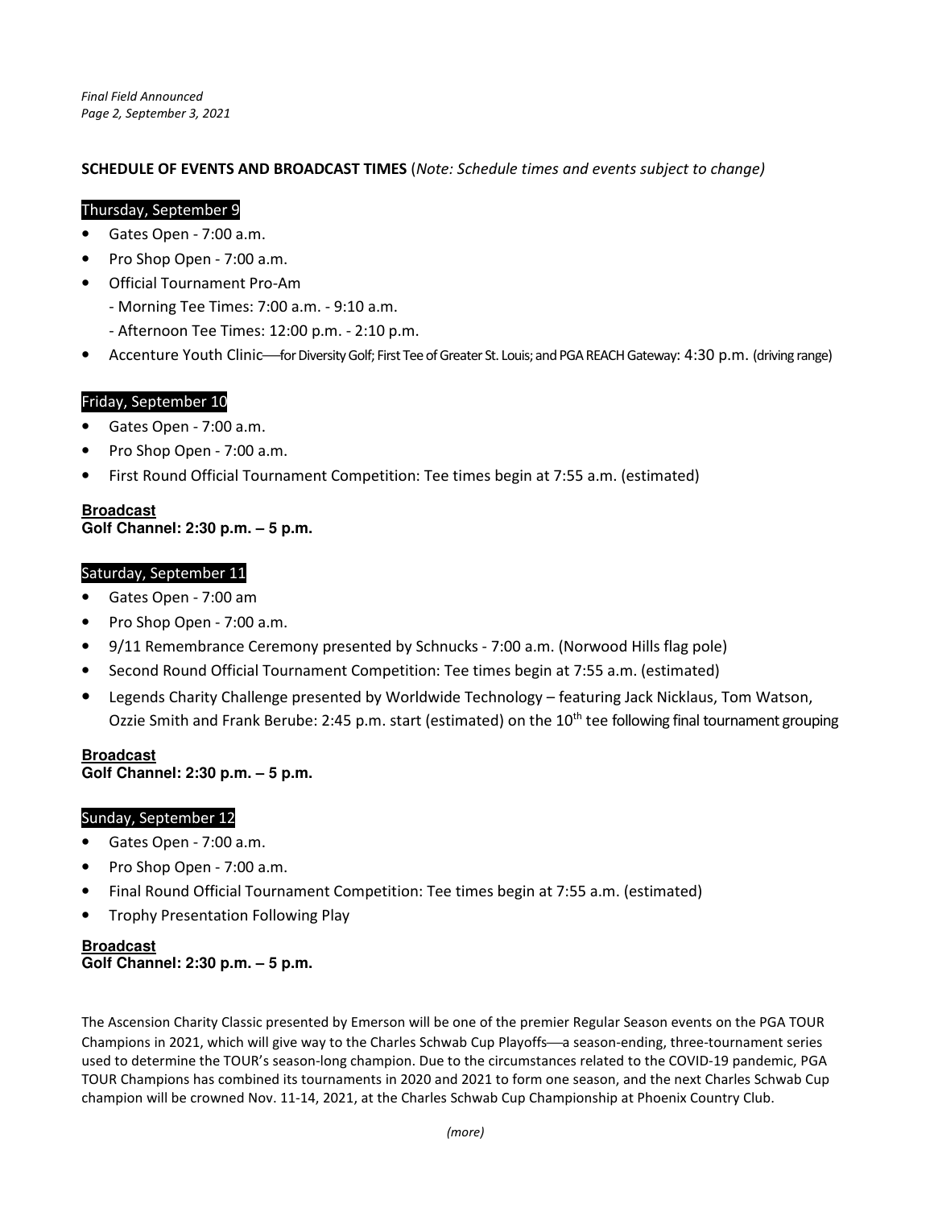**SCHEDULE OF EVENTS AND BROADCAST TIMES** (*Note: Schedule times and events subject to change)*

### Thursday, September 9

- Gates Open - 7:00 a.m.
- Pro Shop Open - 7:00 a.m.
- Official Tournament Pro-Am
  - Morning Tee Times: 7:00 a.m. - 9:10 a.m.
  - Afternoon Tee Times: 12:00 p.m. - 2:10 p.m.
- Accenture Youth Clinic—for Diversity Golf; First Tee of Greater St. Louis; and PGA REACH Gateway: 4:30 p.m. (driving range)

### Friday, September 10

- Gates Open - 7:00 a.m.
- Pro Shop Open - 7:00 a.m.
- First Round Official Tournament Competition: Tee times begin at 7:55 a.m. (estimated)

**Broadcast**
**Golf Channel: 2:30 p.m. – 5 p.m.**

### Saturday, September 11

- Gates Open - 7:00 am
- Pro Shop Open - 7:00 a.m.
- 9/11 Remembrance Ceremony presented by Schnucks - 7:00 a.m. (Norwood Hills flag pole)
- Second Round Official Tournament Competition: Tee times begin at 7:55 a.m. (estimated)
- Legends Charity Challenge presented by Worldwide Technology – featuring Jack Nicklaus, Tom Watson, Ozzie Smith and Frank Berube: 2:45 p.m. start (estimated) on the 10th tee following final tournament grouping

**Broadcast**
**Golf Channel: 2:30 p.m. – 5 p.m.**

### Sunday, September 12

- Gates Open - 7:00 a.m.
- Pro Shop Open - 7:00 a.m.
- Final Round Official Tournament Competition: Tee times begin at 7:55 a.m. (estimated)
- Trophy Presentation Following Play

**Broadcast**
**Golf Channel: 2:30 p.m. – 5 p.m.**

The Ascension Charity Classic presented by Emerson will be one of the premier Regular Season events on the PGA TOUR Champions in 2021, which will give way to the Charles Schwab Cup Playoffs—a season-ending, three-tournament series used to determine the TOUR's season-long champion. Due to the circumstances related to the COVID-19 pandemic, PGA TOUR Champions has combined its tournaments in 2020 and 2021 to form one season, and the next Charles Schwab Cup champion will be crowned Nov. 11-14, 2021, at the Charles Schwab Cup Championship at Phoenix Country Club.

*(more)*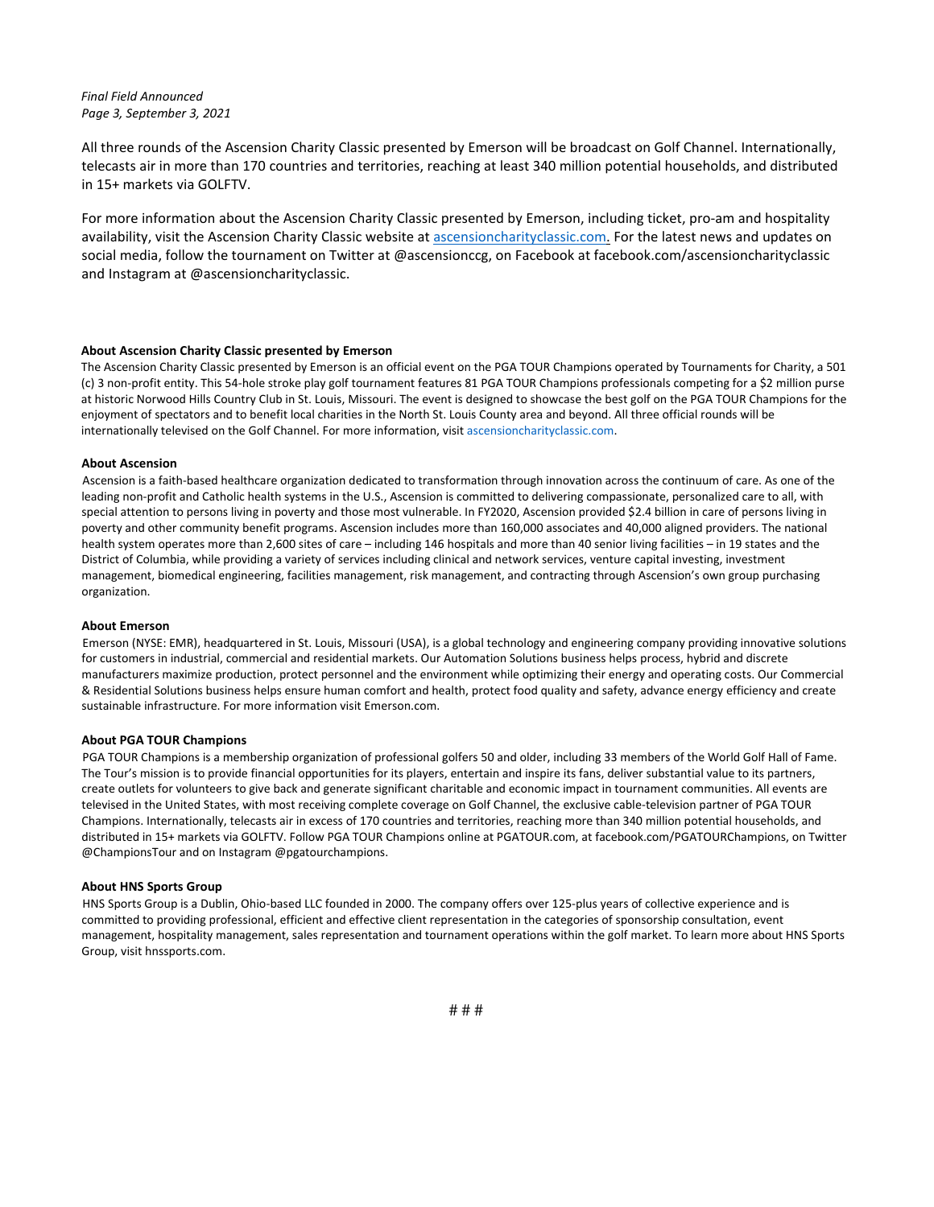All three rounds of the Ascension Charity Classic presented by Emerson will be broadcast on Golf Channel. Internationally, telecasts air in more than 170 countries and territories, reaching at least 340 million potential households, and distributed in 15+ markets via GOLFTV.

For more information about the Ascension Charity Classic presented by Emerson, including ticket, pro-am and hospitality availability, visit the Ascension Charity Classic website at ascensioncharityclassic.com. For the latest news and updates on social media, follow the tournament on Twitter at @ascensionccg, on Facebook at facebook.com/ascensioncharityclassic and Instagram at @ascensioncharityclassic.

**About Ascension Charity Classic presented by Emerson**

The Ascension Charity Classic presented by Emerson is an official event on the PGA TOUR Champions operated by Tournaments for Charity, a 501 (c) 3 non-profit entity. This 54-hole stroke play golf tournament features 81 PGA TOUR Champions professionals competing for a $2 million purse at historic Norwood Hills Country Club in St. Louis, Missouri. The event is designed to showcase the best golf on the PGA TOUR Champions for the enjoyment of spectators and to benefit local charities in the North St. Louis County area and beyond. All three official rounds will be internationally televised on the Golf Channel. For more information, visit ascensioncharityclassic.com.

**About Ascension**

Ascension is a faith-based healthcare organization dedicated to transformation through innovation across the continuum of care. As one of the leading non-profit and Catholic health systems in the U.S., Ascension is committed to delivering compassionate, personalized care to all, with special attention to persons living in poverty and those most vulnerable. In FY2020, Ascension provided $2.4 billion in care of persons living in poverty and other community benefit programs. Ascension includes more than 160,000 associates and 40,000 aligned providers. The national health system operates more than 2,600 sites of care – including 146 hospitals and more than 40 senior living facilities – in 19 states and the District of Columbia, while providing a variety of services including clinical and network services, venture capital investing, investment management, biomedical engineering, facilities management, risk management, and contracting through Ascension's own group purchasing organization.

**About Emerson**

Emerson (NYSE: EMR), headquartered in St. Louis, Missouri (USA), is a global technology and engineering company providing innovative solutions for customers in industrial, commercial and residential markets. Our Automation Solutions business helps process, hybrid and discrete manufacturers maximize production, protect personnel and the environment while optimizing their energy and operating costs. Our Commercial & Residential Solutions business helps ensure human comfort and health, protect food quality and safety, advance energy efficiency and create sustainable infrastructure. For more information visit Emerson.com.

**About PGA TOUR Champions**

PGA TOUR Champions is a membership organization of professional golfers 50 and older, including 33 members of the World Golf Hall of Fame. The Tour's mission is to provide financial opportunities for its players, entertain and inspire its fans, deliver substantial value to its partners, create outlets for volunteers to give back and generate significant charitable and economic impact in tournament communities. All events are televised in the United States, with most receiving complete coverage on Golf Channel, the exclusive cable-television partner of PGA TOUR Champions. Internationally, telecasts air in excess of 170 countries and territories, reaching more than 340 million potential households, and distributed in 15+ markets via GOLFTV. Follow PGA TOUR Champions online at PGATOUR.com, at facebook.com/PGATOURChampions, on Twitter @ChampionsTour and on Instagram @pgatourchampions.

**About HNS Sports Group**

HNS Sports Group is a Dublin, Ohio-based LLC founded in 2000. The company offers over 125-plus years of collective experience and is committed to providing professional, efficient and effective client representation in the categories of sponsorship consultation, event management, hospitality management, sales representation and tournament operations within the golf market. To learn more about HNS Sports Group, visit hnssports.com.

# # #